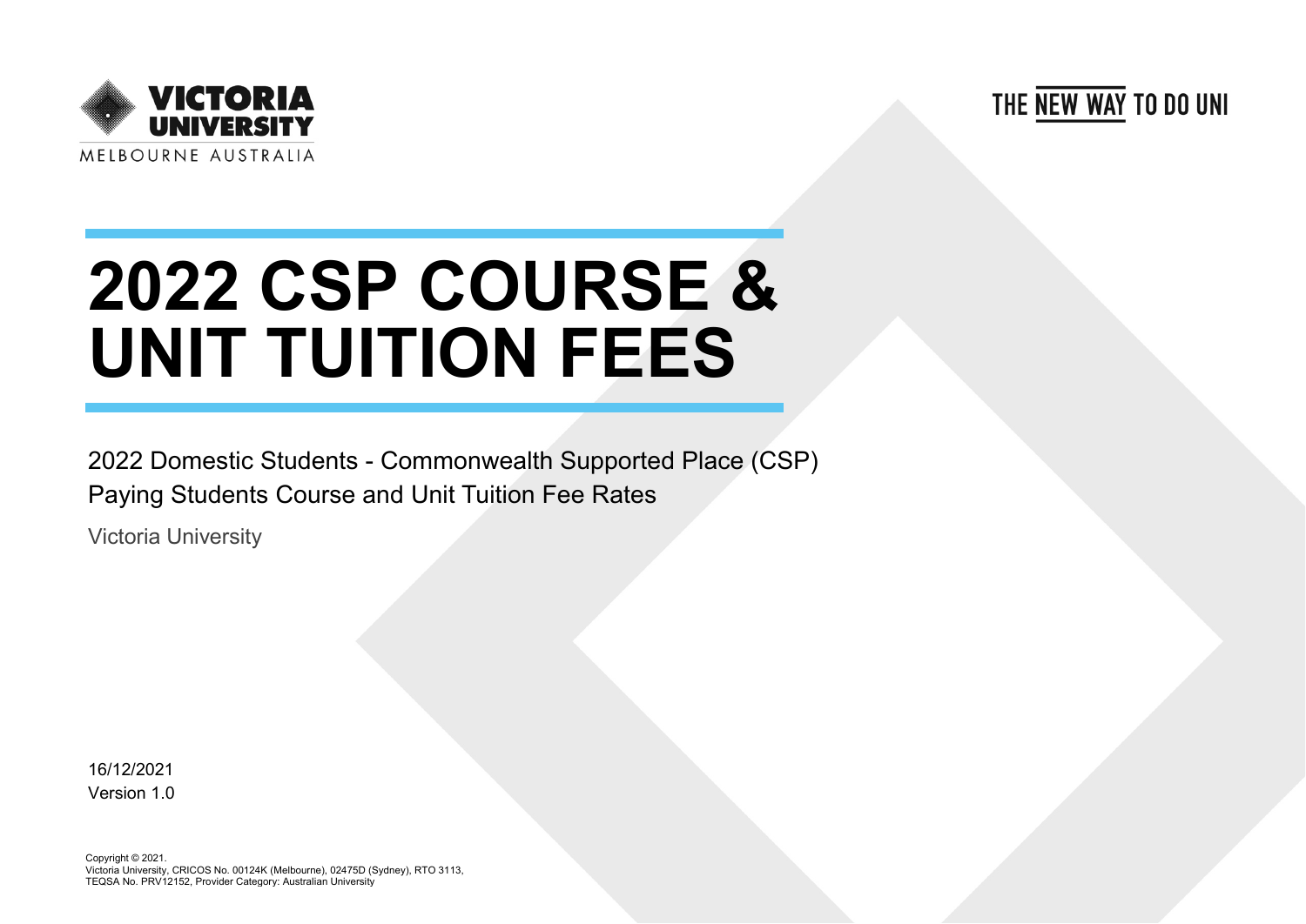VICTORIA UNIVERSITY
MELBOURNE AUSTRALIA

THE NEW WAY TO DO UNI

# 2022 CSP COURSE & UNIT TUITION FEES

2022 Domestic Students - Commonwealth Supported Place (CSP) Paying Students Course and Unit Tuition Fee Rates

Victoria University

16/12/2021
Version 1.0

Copyright © 2021.
Victoria University, CRICOS No. 00124K (Melbourne), 02475D (Sydney), RTO 3113, TEQSA No. PRV12152, Provider Category: Australian University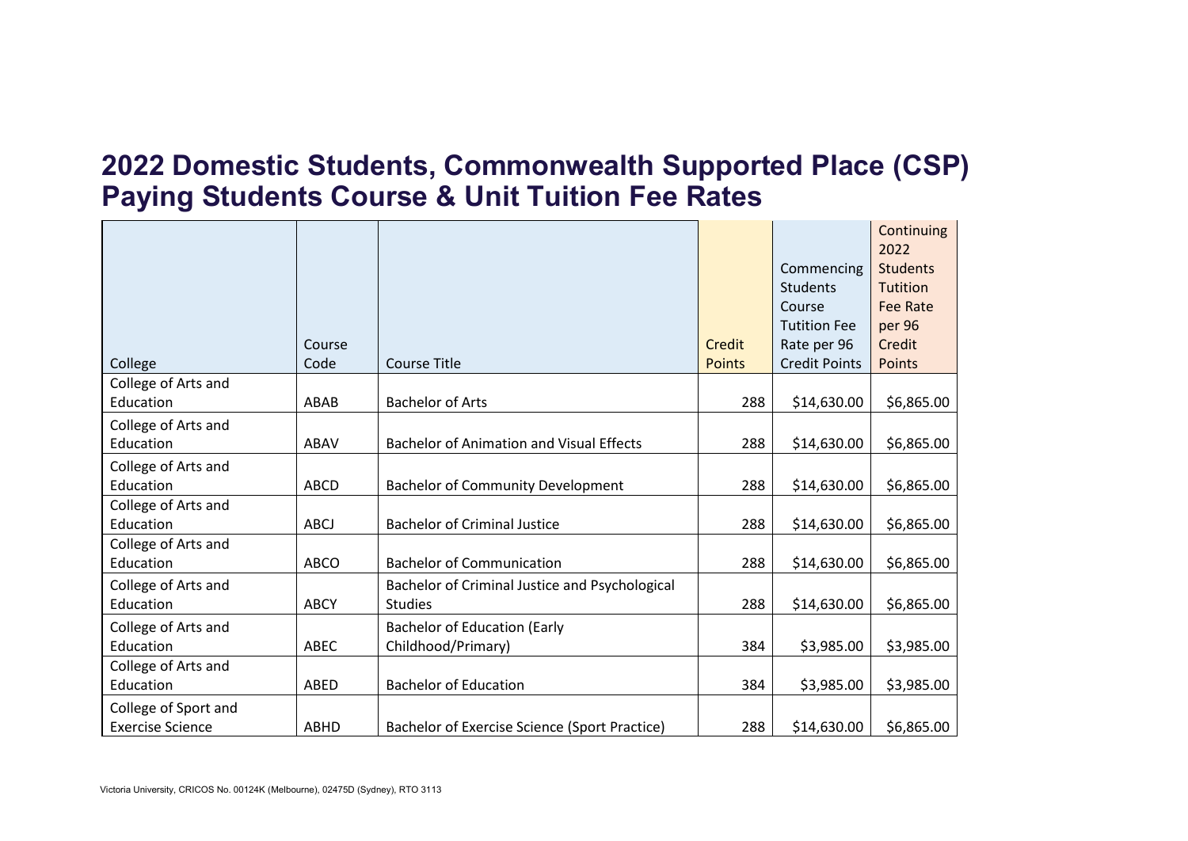# 2022 Domestic Students, Commonwealth Supported Place (CSP) Paying Students Course & Unit Tuition Fee Rates

| College | Course Code | Course Title | Credit Points | Commencing Students Course Tuition Fee Rate per 96 Credit Points | Continuing 2022 Students Tutition Fee Rate per 96 Credit Points |
|---|---|---|---|---|---|
| College of Arts and Education | ABAB | Bachelor of Arts | 288 | $14,630.00 | $6,865.00 |
| College of Arts and Education | ABAV | Bachelor of Animation and Visual Effects | 288 | $14,630.00 | $6,865.00 |
| College of Arts and Education | ABCD | Bachelor of Community Development | 288 | $14,630.00 | $6,865.00 |
| College of Arts and Education | ABCJ | Bachelor of Criminal Justice | 288 | $14,630.00 | $6,865.00 |
| College of Arts and Education | ABCO | Bachelor of Communication | 288 | $14,630.00 | $6,865.00 |
| College of Arts and Education | ABCY | Bachelor of Criminal Justice and Psychological Studies | 288 | $14,630.00 | $6,865.00 |
| College of Arts and Education | ABEC | Bachelor of Education (Early Childhood/Primary) | 384 | $3,985.00 | $3,985.00 |
| College of Arts and Education | ABED | Bachelor of Education | 384 | $3,985.00 | $3,985.00 |
| College of Sport and Exercise Science | ABHD | Bachelor of Exercise Science (Sport Practice) | 288 | $14,630.00 | $6,865.00 |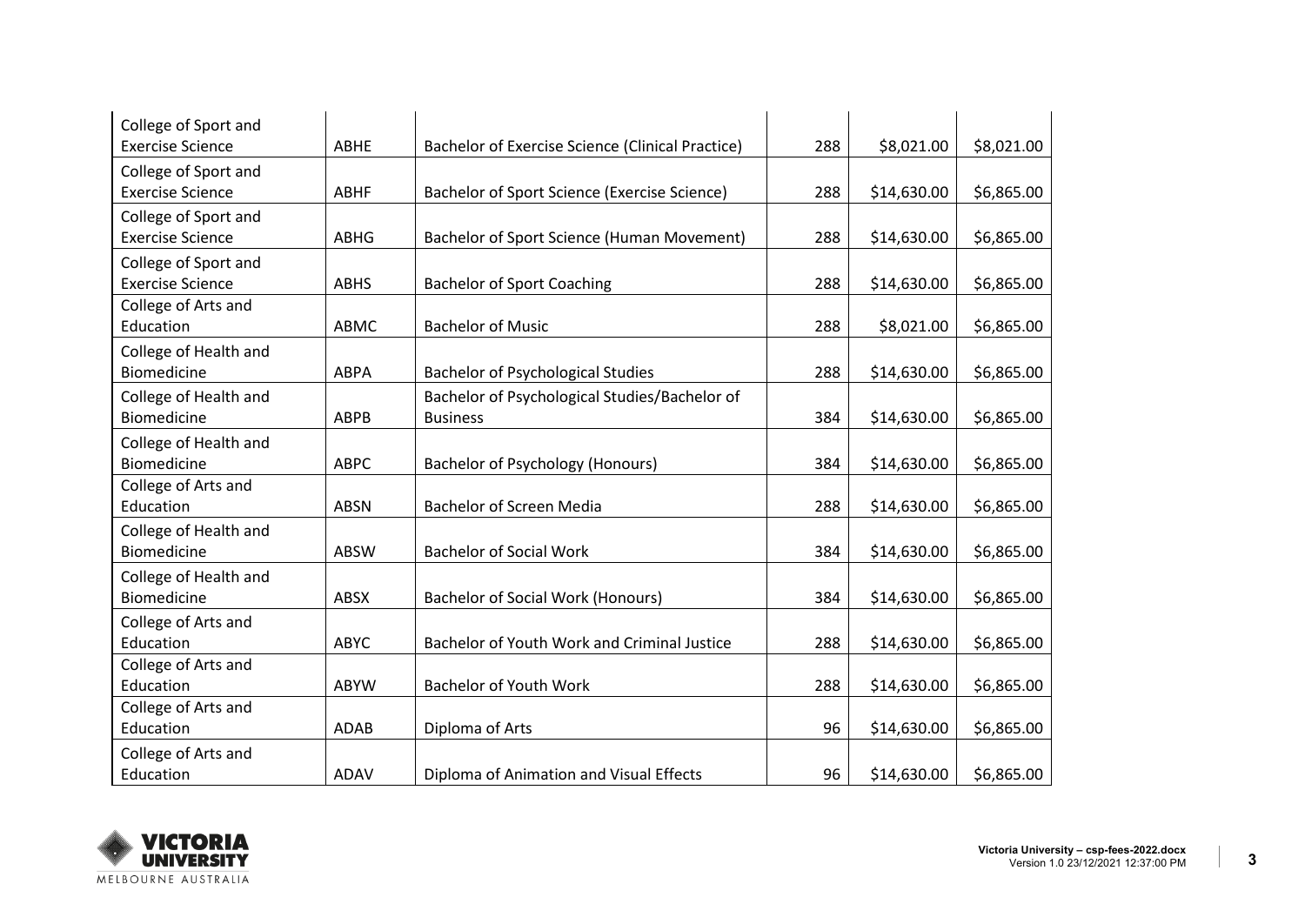| | | | | | |
|---|---|---|---|---|---|
| College of Sport and Exercise Science | ABHE | Bachelor of Exercise Science (Clinical Practice) | 288 | $8,021.00 | $8,021.00 |
| College of Sport and Exercise Science | ABHF | Bachelor of Sport Science (Exercise Science) | 288 | $14,630.00 | $6,865.00 |
| College of Sport and Exercise Science | ABHG | Bachelor of Sport Science (Human Movement) | 288 | $14,630.00 | $6,865.00 |
| College of Sport and Exercise Science | ABHS | Bachelor of Sport Coaching | 288 | $14,630.00 | $6,865.00 |
| College of Arts and Education | ABMC | Bachelor of Music | 288 | $8,021.00 | $6,865.00 |
| College of Health and Biomedicine | ABPA | Bachelor of Psychological Studies | 288 | $14,630.00 | $6,865.00 |
| College of Health and Biomedicine | ABPB | Bachelor of Psychological Studies/Bachelor of Business | 384 | $14,630.00 | $6,865.00 |
| College of Health and Biomedicine | ABPC | Bachelor of Psychology (Honours) | 384 | $14,630.00 | $6,865.00 |
| College of Arts and Education | ABSN | Bachelor of Screen Media | 288 | $14,630.00 | $6,865.00 |
| College of Health and Biomedicine | ABSW | Bachelor of Social Work | 384 | $14,630.00 | $6,865.00 |
| College of Health and Biomedicine | ABSX | Bachelor of Social Work (Honours) | 384 | $14,630.00 | $6,865.00 |
| College of Arts and Education | ABYC | Bachelor of Youth Work and Criminal Justice | 288 | $14,630.00 | $6,865.00 |
| College of Arts and Education | ABYW | Bachelor of Youth Work | 288 | $14,630.00 | $6,865.00 |
| College of Arts and Education | ADAB | Diploma of Arts | 96 | $14,630.00 | $6,865.00 |
| College of Arts and Education | ADAV | Diploma of Animation and Visual Effects | 96 | $14,630.00 | $6,865.00 |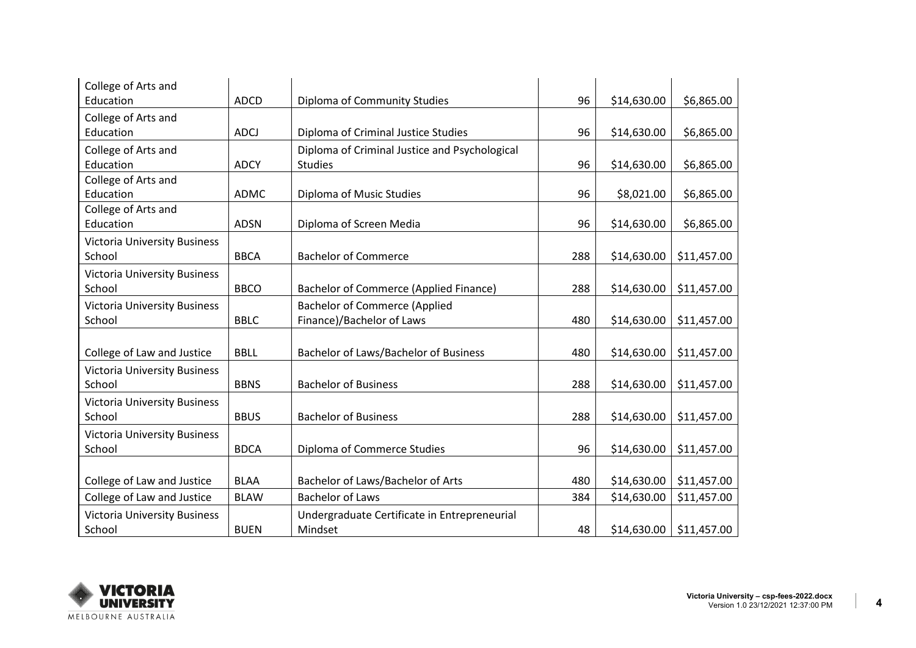| | | | | | |
|---|---|---|---|---|---|
| College of Arts and Education | ADCD | Diploma of Community Studies | 96 | $14,630.00 | $6,865.00 |
| College of Arts and Education | ADCJ | Diploma of Criminal Justice Studies | 96 | $14,630.00 | $6,865.00 |
| College of Arts and Education | ADCY | Diploma of Criminal Justice and Psychological Studies | 96 | $14,630.00 | $6,865.00 |
| College of Arts and Education | ADMC | Diploma of Music Studies | 96 | $8,021.00 | $6,865.00 |
| College of Arts and Education | ADSN | Diploma of Screen Media | 96 | $14,630.00 | $6,865.00 |
| Victoria University Business School | BBCA | Bachelor of Commerce | 288 | $14,630.00 | $11,457.00 |
| Victoria University Business School | BBCO | Bachelor of Commerce (Applied Finance) | 288 | $14,630.00 | $11,457.00 |
| Victoria University Business School | BBLC | Bachelor of Commerce (Applied Finance)/Bachelor of Laws | 480 | $14,630.00 | $11,457.00 |
| College of Law and Justice | BBLL | Bachelor of Laws/Bachelor of Business | 480 | $14,630.00 | $11,457.00 |
| Victoria University Business School | BBNS | Bachelor of Business | 288 | $14,630.00 | $11,457.00 |
| Victoria University Business School | BBUS | Bachelor of Business | 288 | $14,630.00 | $11,457.00 |
| Victoria University Business School | BDCA | Diploma of Commerce Studies | 96 | $14,630.00 | $11,457.00 |
| College of Law and Justice | BLAA | Bachelor of Laws/Bachelor of Arts | 480 | $14,630.00 | $11,457.00 |
| College of Law and Justice | BLAW | Bachelor of Laws | 384 | $14,630.00 | $11,457.00 |
| Victoria University Business School | BUEN | Undergraduate Certificate in Entrepreneurial Mindset | 48 | $14,630.00 | $11,457.00 |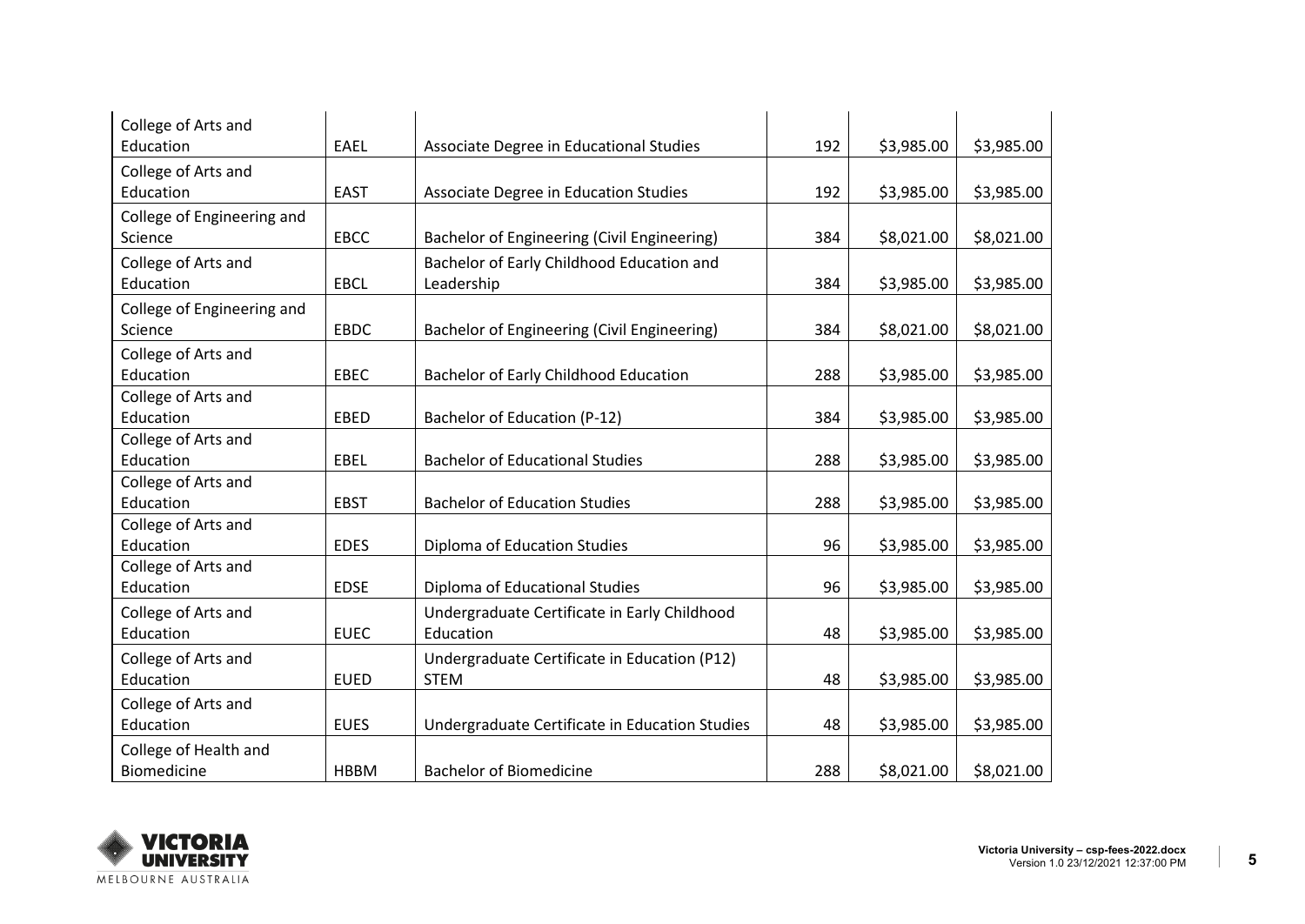| College of Arts and Education | EAEL | Associate Degree in Educational Studies | 192 | $3,985.00 | $3,985.00 |
|---|---|---|---|---|---|
| College of Arts and Education | EAST | Associate Degree in Education Studies | 192 | $3,985.00 | $3,985.00 |
| College of Engineering and Science | EBCC | Bachelor of Engineering (Civil Engineering) | 384 | $8,021.00 | $8,021.00 |
| College of Arts and Education | EBCL | Bachelor of Early Childhood Education and Leadership | 384 | $3,985.00 | $3,985.00 |
| College of Engineering and Science | EBDC | Bachelor of Engineering (Civil Engineering) | 384 | $8,021.00 | $8,021.00 |
| College of Arts and Education | EBEC | Bachelor of Early Childhood Education | 288 | $3,985.00 | $3,985.00 |
| College of Arts and Education | EBED | Bachelor of Education (P-12) | 384 | $3,985.00 | $3,985.00 |
| College of Arts and Education | EBEL | Bachelor of Educational Studies | 288 | $3,985.00 | $3,985.00 |
| College of Arts and Education | EBST | Bachelor of Education Studies | 288 | $3,985.00 | $3,985.00 |
| College of Arts and Education | EDES | Diploma of Education Studies | 96 | $3,985.00 | $3,985.00 |
| College of Arts and Education | EDSE | Diploma of Educational Studies | 96 | $3,985.00 | $3,985.00 |
| College of Arts and Education | EUEC | Undergraduate Certificate in Early Childhood Education | 48 | $3,985.00 | $3,985.00 |
| College of Arts and Education | EUED | Undergraduate Certificate in Education (P12) STEM | 48 | $3,985.00 | $3,985.00 |
| College of Arts and Education | EUES | Undergraduate Certificate in Education Studies | 48 | $3,985.00 | $3,985.00 |
| College of Health and Biomedicine | HBBM | Bachelor of Biomedicine | 288 | $8,021.00 | $8,021.00 |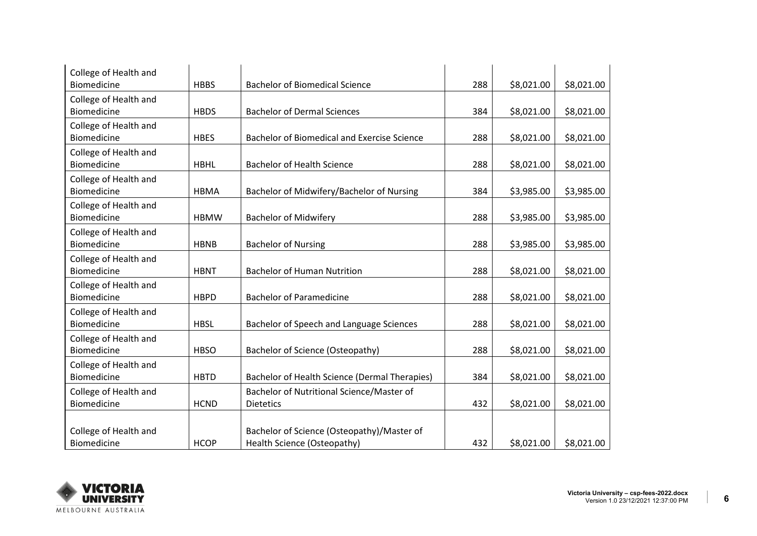| College of Health and Biomedicine | HBBS | Bachelor of Biomedical Science | 288 | $8,021.00 | $8,021.00 |
|---|---|---|---|---|---|
| College of Health and Biomedicine | HBDS | Bachelor of Dermal Sciences | 384 | $8,021.00 | $8,021.00 |
| College of Health and Biomedicine | HBES | Bachelor of Biomedical and Exercise Science | 288 | $8,021.00 | $8,021.00 |
| College of Health and Biomedicine | HBHL | Bachelor of Health Science | 288 | $8,021.00 | $8,021.00 |
| College of Health and Biomedicine | HBMA | Bachelor of Midwifery/Bachelor of Nursing | 384 | $3,985.00 | $3,985.00 |
| College of Health and Biomedicine | HBMW | Bachelor of Midwifery | 288 | $3,985.00 | $3,985.00 |
| College of Health and Biomedicine | HBNB | Bachelor of Nursing | 288 | $3,985.00 | $3,985.00 |
| College of Health and Biomedicine | HBNT | Bachelor of Human Nutrition | 288 | $8,021.00 | $8,021.00 |
| College of Health and Biomedicine | HBPD | Bachelor of Paramedicine | 288 | $8,021.00 | $8,021.00 |
| College of Health and Biomedicine | HBSL | Bachelor of Speech and Language Sciences | 288 | $8,021.00 | $8,021.00 |
| College of Health and Biomedicine | HBSO | Bachelor of Science (Osteopathy) | 288 | $8,021.00 | $8,021.00 |
| College of Health and Biomedicine | HBTD | Bachelor of Health Science (Dermal Therapies) | 384 | $8,021.00 | $8,021.00 |
| College of Health and Biomedicine | HCND | Bachelor of Nutritional Science/Master of Dietetics | 432 | $8,021.00 | $8,021.00 |
| College of Health and Biomedicine | HCOP | Bachelor of Science (Osteopathy)/Master of Health Science (Osteopathy) | 432 | $8,021.00 | $8,021.00 |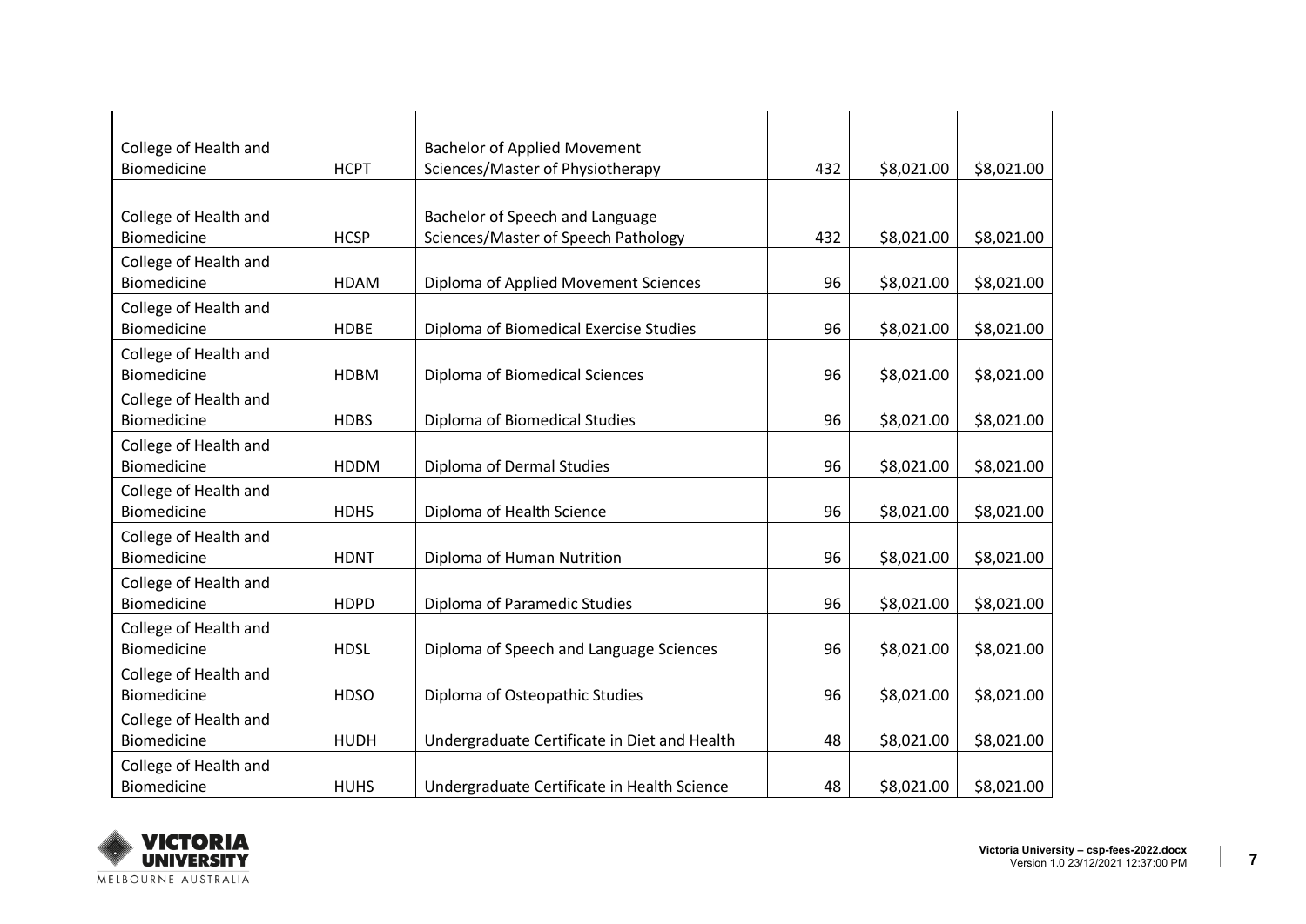| | | | | | |
|---|---|---|---|---|---|
| College of Health and Biomedicine | HCPT | Bachelor of Applied Movement Sciences/Master of Physiotherapy | 432 | $8,021.00 | $8,021.00 |
| College of Health and Biomedicine | HCSP | Bachelor of Speech and Language Sciences/Master of Speech Pathology | 432 | $8,021.00 | $8,021.00 |
| College of Health and Biomedicine | HDAM | Diploma of Applied Movement Sciences | 96 | $8,021.00 | $8,021.00 |
| College of Health and Biomedicine | HDBE | Diploma of Biomedical Exercise Studies | 96 | $8,021.00 | $8,021.00 |
| College of Health and Biomedicine | HDBM | Diploma of Biomedical Sciences | 96 | $8,021.00 | $8,021.00 |
| College of Health and Biomedicine | HDBS | Diploma of Biomedical Studies | 96 | $8,021.00 | $8,021.00 |
| College of Health and Biomedicine | HDDM | Diploma of Dermal Studies | 96 | $8,021.00 | $8,021.00 |
| College of Health and Biomedicine | HDHS | Diploma of Health Science | 96 | $8,021.00 | $8,021.00 |
| College of Health and Biomedicine | HDNT | Diploma of Human Nutrition | 96 | $8,021.00 | $8,021.00 |
| College of Health and Biomedicine | HDPD | Diploma of Paramedic Studies | 96 | $8,021.00 | $8,021.00 |
| College of Health and Biomedicine | HDSL | Diploma of Speech and Language Sciences | 96 | $8,021.00 | $8,021.00 |
| College of Health and Biomedicine | HDSO | Diploma of Osteopathic Studies | 96 | $8,021.00 | $8,021.00 |
| College of Health and Biomedicine | HUDH | Undergraduate Certificate in Diet and Health | 48 | $8,021.00 | $8,021.00 |
| College of Health and Biomedicine | HUHS | Undergraduate Certificate in Health Science | 48 | $8,021.00 | $8,021.00 |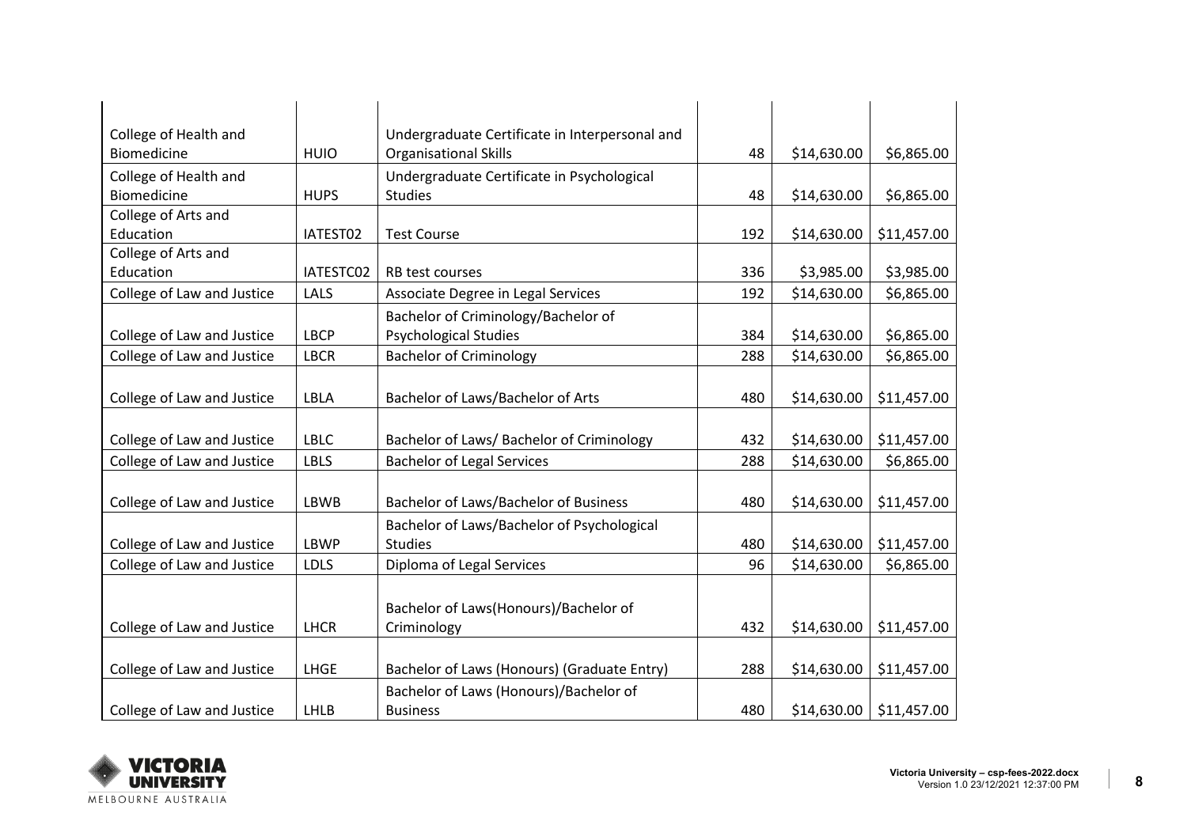| | | | | | |
|---|---|---|---|---|---|
| College of Health and Biomedicine | HUIO | Undergraduate Certificate in Interpersonal and Organisational Skills | 48 | $14,630.00 | $6,865.00 |
| College of Health and Biomedicine | HUPS | Undergraduate Certificate in Psychological Studies | 48 | $14,630.00 | $6,865.00 |
| College of Arts and Education | IATEST02 | Test Course | 192 | $14,630.00 | $11,457.00 |
| College of Arts and Education | IATESTC02 | RB test courses | 336 | $3,985.00 | $3,985.00 |
| College of Law and Justice | LALS | Associate Degree in Legal Services | 192 | $14,630.00 | $6,865.00 |
| College of Law and Justice | LBCP | Bachelor of Criminology/Bachelor of Psychological Studies | 384 | $14,630.00 | $6,865.00 |
| College of Law and Justice | LBCR | Bachelor of Criminology | 288 | $14,630.00 | $6,865.00 |
| College of Law and Justice | LBLA | Bachelor of Laws/Bachelor of Arts | 480 | $14,630.00 | $11,457.00 |
| College of Law and Justice | LBLC | Bachelor of Laws/ Bachelor of Criminology | 432 | $14,630.00 | $11,457.00 |
| College of Law and Justice | LBLS | Bachelor of Legal Services | 288 | $14,630.00 | $6,865.00 |
| College of Law and Justice | LBWB | Bachelor of Laws/Bachelor of Business | 480 | $14,630.00 | $11,457.00 |
| College of Law and Justice | LBWP | Bachelor of Laws/Bachelor of Psychological Studies | 480 | $14,630.00 | $11,457.00 |
| College of Law and Justice | LDLS | Diploma of Legal Services | 96 | $14,630.00 | $6,865.00 |
| College of Law and Justice | LHCR | Bachelor of Laws(Honours)/Bachelor of Criminology | 432 | $14,630.00 | $11,457.00 |
| College of Law and Justice | LHGE | Bachelor of Laws (Honours) (Graduate Entry) | 288 | $14,630.00 | $11,457.00 |
| College of Law and Justice | LHLB | Bachelor of Laws (Honours)/Bachelor of Business | 480 | $14,630.00 | $11,457.00 |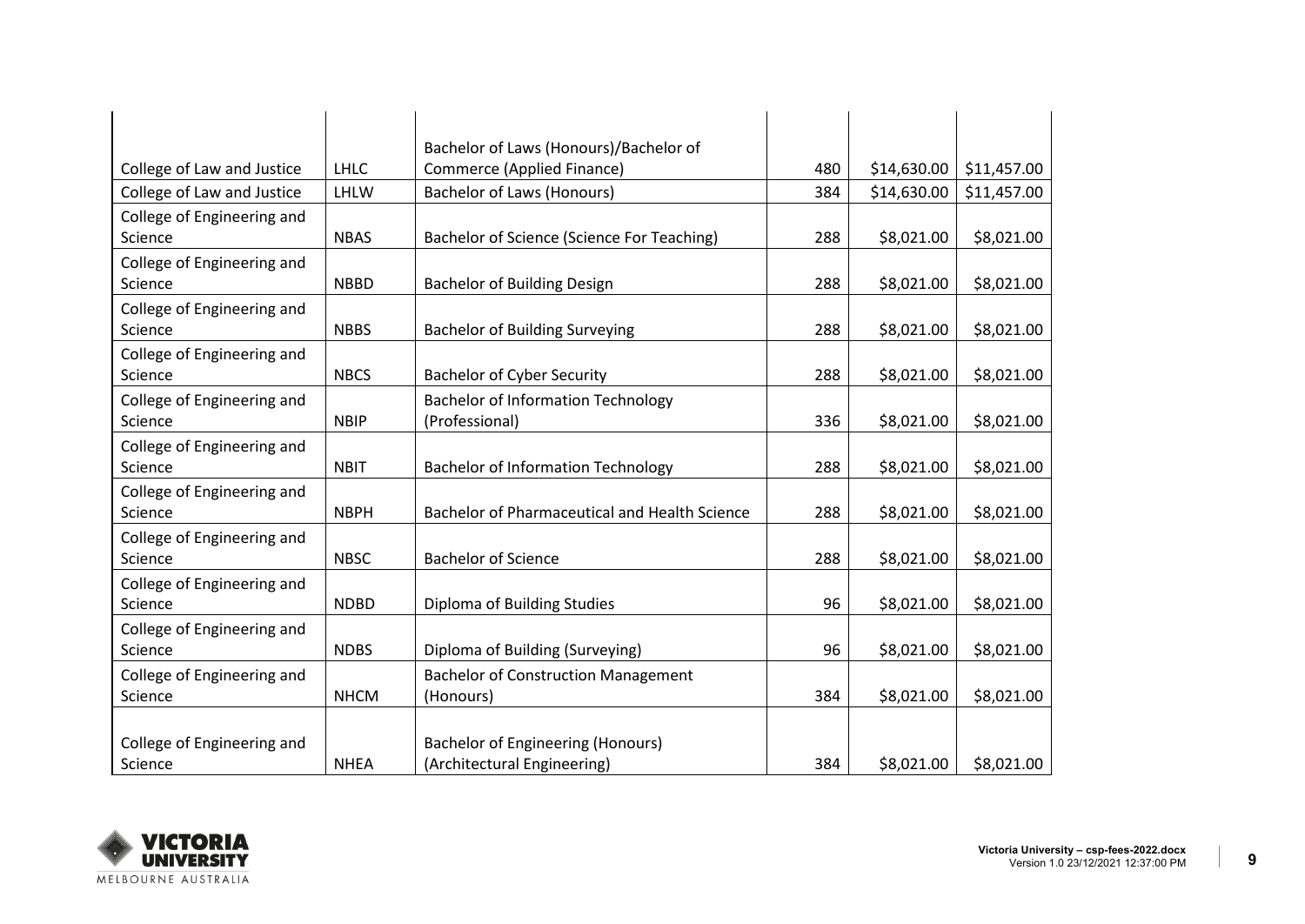| | | | | | |
|---|---|---|---|---|---|
| College of Law and Justice | LHLC | Bachelor of Laws (Honours)/Bachelor of Commerce (Applied Finance) | 480 | $14,630.00 | $11,457.00 |
| College of Law and Justice | LHLW | Bachelor of Laws (Honours) | 384 | $14,630.00 | $11,457.00 |
| College of Engineering and Science | NBAS | Bachelor of Science (Science For Teaching) | 288 | $8,021.00 | $8,021.00 |
| College of Engineering and Science | NBBD | Bachelor of Building Design | 288 | $8,021.00 | $8,021.00 |
| College of Engineering and Science | NBBS | Bachelor of Building Surveying | 288 | $8,021.00 | $8,021.00 |
| College of Engineering and Science | NBCS | Bachelor of Cyber Security | 288 | $8,021.00 | $8,021.00 |
| College of Engineering and Science | NBIP | Bachelor of Information Technology (Professional) | 336 | $8,021.00 | $8,021.00 |
| College of Engineering and Science | NBIT | Bachelor of Information Technology | 288 | $8,021.00 | $8,021.00 |
| College of Engineering and Science | NBPH | Bachelor of Pharmaceutical and Health Science | 288 | $8,021.00 | $8,021.00 |
| College of Engineering and Science | NBSC | Bachelor of Science | 288 | $8,021.00 | $8,021.00 |
| College of Engineering and Science | NDBD | Diploma of Building Studies | 96 | $8,021.00 | $8,021.00 |
| College of Engineering and Science | NDBS | Diploma of Building (Surveying) | 96 | $8,021.00 | $8,021.00 |
| College of Engineering and Science | NHCM | Bachelor of Construction Management (Honours) | 384 | $8,021.00 | $8,021.00 |
| College of Engineering and Science | NHEA | Bachelor of Engineering (Honours) (Architectural Engineering) | 384 | $8,021.00 | $8,021.00 |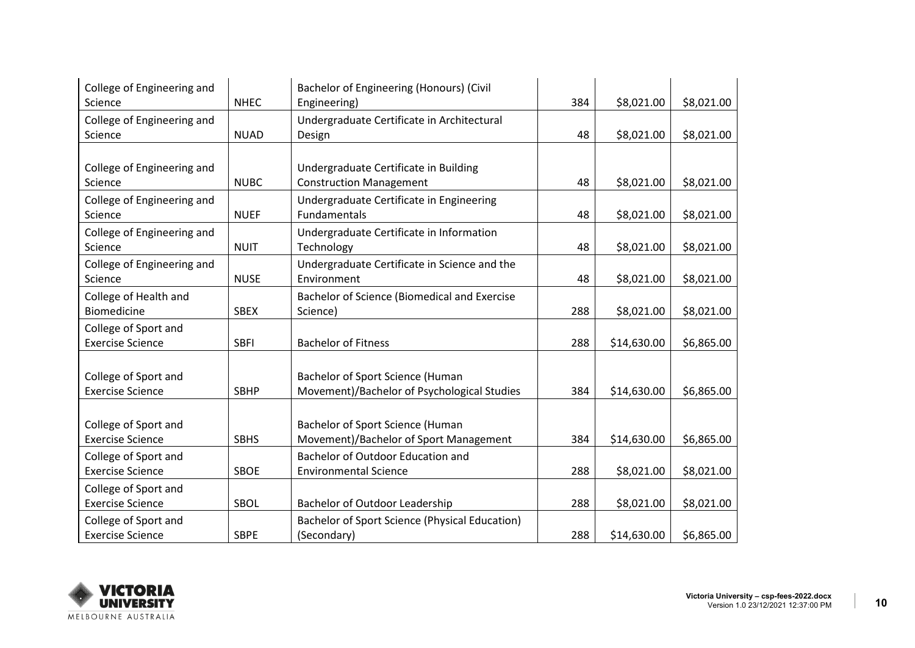| | | | | | |
|---|---|---|---|---|---|
| College of Engineering and Science | NHEC | Bachelor of Engineering (Honours) (Civil Engineering) | 384 | $8,021.00 | $8,021.00 |
| College of Engineering and Science | NUAD | Undergraduate Certificate in Architectural Design | 48 | $8,021.00 | $8,021.00 |
| College of Engineering and Science | NUBC | Undergraduate Certificate in Building Construction Management | 48 | $8,021.00 | $8,021.00 |
| College of Engineering and Science | NUEF | Undergraduate Certificate in Engineering Fundamentals | 48 | $8,021.00 | $8,021.00 |
| College of Engineering and Science | NUIT | Undergraduate Certificate in Information Technology | 48 | $8,021.00 | $8,021.00 |
| College of Engineering and Science | NUSE | Undergraduate Certificate in Science and the Environment | 48 | $8,021.00 | $8,021.00 |
| College of Health and Biomedicine | SBEX | Bachelor of Science (Biomedical and Exercise Science) | 288 | $8,021.00 | $8,021.00 |
| College of Sport and Exercise Science | SBFI | Bachelor of Fitness | 288 | $14,630.00 | $6,865.00 |
| College of Sport and Exercise Science | SBHP | Bachelor of Sport Science (Human Movement)/Bachelor of Psychological Studies | 384 | $14,630.00 | $6,865.00 |
| College of Sport and Exercise Science | SBHS | Bachelor of Sport Science (Human Movement)/Bachelor of Sport Management | 384 | $14,630.00 | $6,865.00 |
| College of Sport and Exercise Science | SBOE | Bachelor of Outdoor Education and Environmental Science | 288 | $8,021.00 | $8,021.00 |
| College of Sport and Exercise Science | SBOL | Bachelor of Outdoor Leadership | 288 | $8,021.00 | $8,021.00 |
| College of Sport and Exercise Science | SBPE | Bachelor of Sport Science (Physical Education) (Secondary) | 288 | $14,630.00 | $6,865.00 |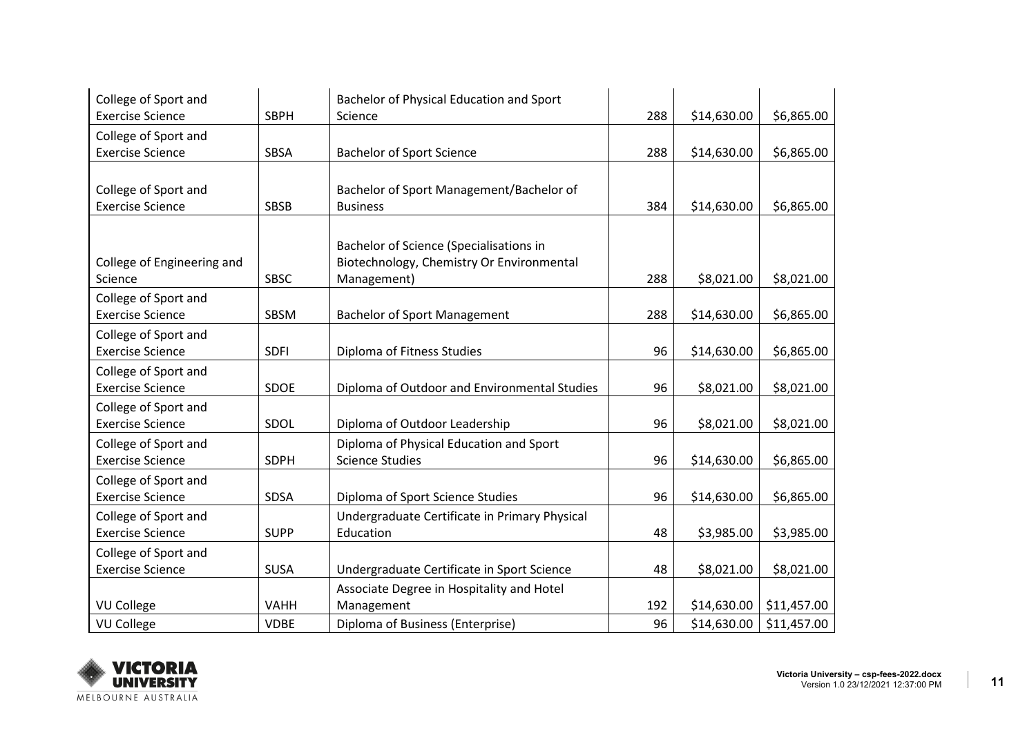| College of Sport and Exercise Science | SBPH | Bachelor of Physical Education and Sport Science | 288 | $14,630.00 | $6,865.00 |
|---|---|---|---|---|---|
| College of Sport and Exercise Science | SBSA | Bachelor of Sport Science | 288 | $14,630.00 | $6,865.00 |
| College of Sport and Exercise Science | SBSB | Bachelor of Sport Management/Bachelor of Business | 384 | $14,630.00 | $6,865.00 |
| College of Engineering and Science | SBSC | Bachelor of Science (Specialisations in Biotechnology, Chemistry Or Environmental Management) | 288 | $8,021.00 | $8,021.00 |
| College of Sport and Exercise Science | SBSM | Bachelor of Sport Management | 288 | $14,630.00 | $6,865.00 |
| College of Sport and Exercise Science | SDFI | Diploma of Fitness Studies | 96 | $14,630.00 | $6,865.00 |
| College of Sport and Exercise Science | SDOE | Diploma of Outdoor and Environmental Studies | 96 | $8,021.00 | $8,021.00 |
| College of Sport and Exercise Science | SDOL | Diploma of Outdoor Leadership | 96 | $8,021.00 | $8,021.00 |
| College of Sport and Exercise Science | SDPH | Diploma of Physical Education and Sport Science Studies | 96 | $14,630.00 | $6,865.00 |
| College of Sport and Exercise Science | SDSA | Diploma of Sport Science Studies | 96 | $14,630.00 | $6,865.00 |
| College of Sport and Exercise Science | SUPP | Undergraduate Certificate in Primary Physical Education | 48 | $3,985.00 | $3,985.00 |
| College of Sport and Exercise Science | SUSA | Undergraduate Certificate in Sport Science | 48 | $8,021.00 | $8,021.00 |
| VU College | VAHH | Associate Degree in Hospitality and Hotel Management | 192 | $14,630.00 | $11,457.00 |
| VU College | VDBE | Diploma of Business (Enterprise) | 96 | $14,630.00 | $11,457.00 |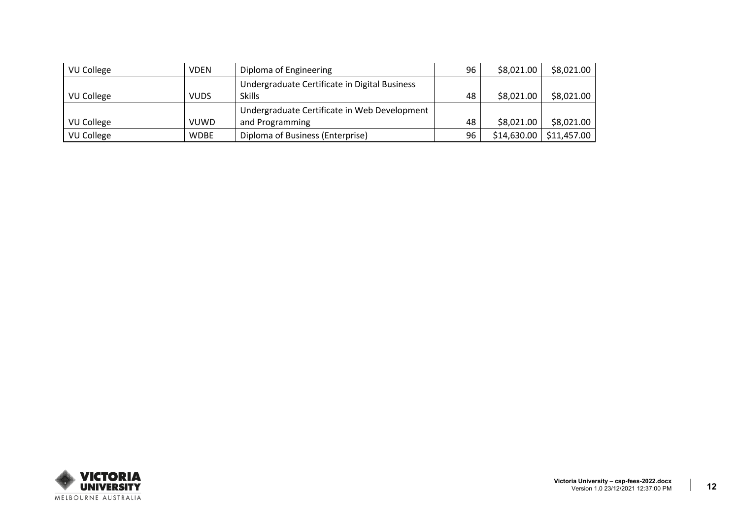| | | | | | |
|---|---|---|---|---|---|
| VU College | VDEN | Diploma of Engineering | 96 | $8,021.00 | $8,021.00 |
| VU College | VUDS | Undergraduate Certificate in Digital Business Skills | 48 | $8,021.00 | $8,021.00 |
| VU College | VUWD | Undergraduate Certificate in Web Development and Programming | 48 | $8,021.00 | $8,021.00 |
| VU College | WDBE | Diploma of Business (Enterprise) | 96 | $14,630.00 | $11,457.00 |